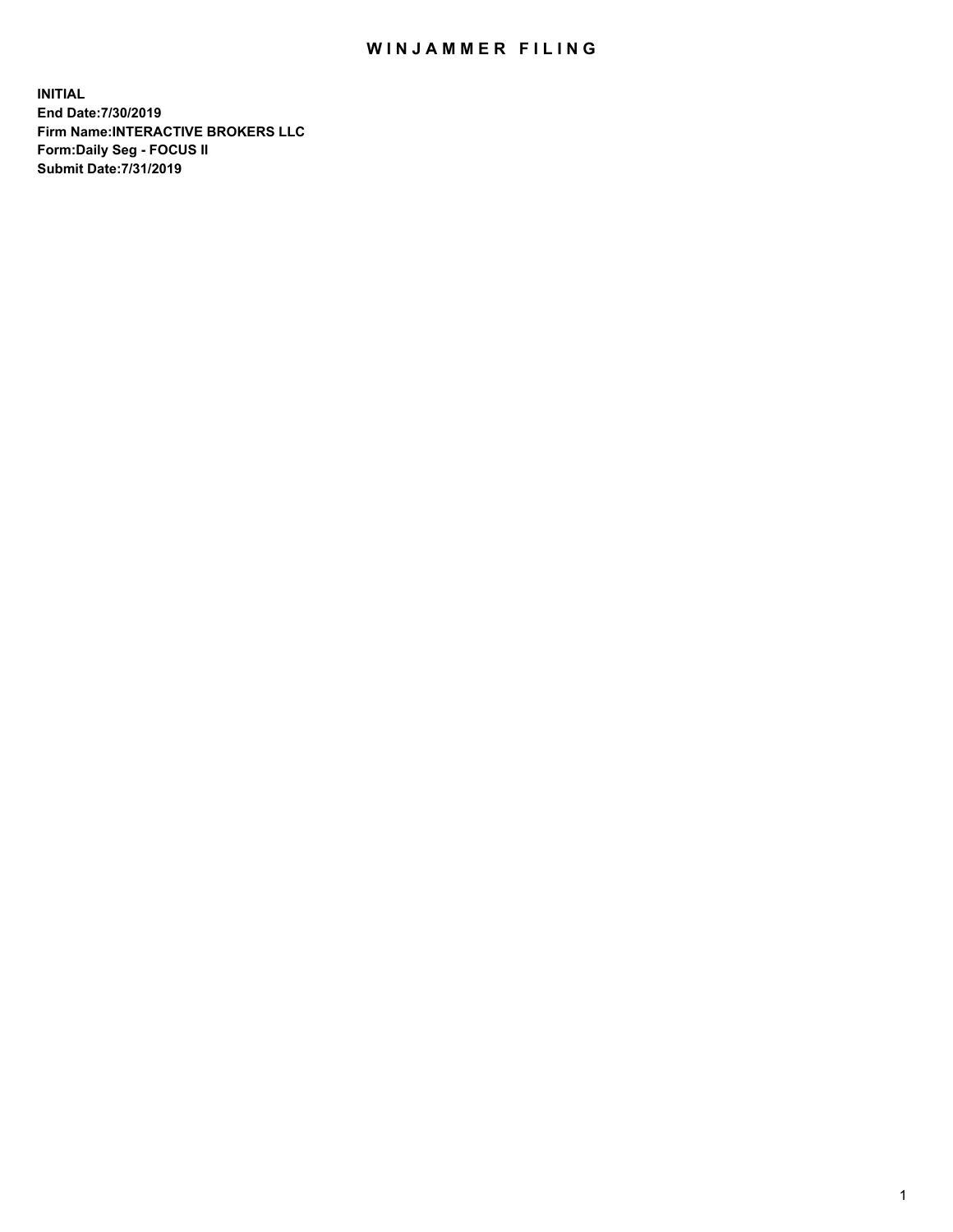# WINJAMMER FILING

**INITIAL**
**End Date:7/30/2019**
**Firm Name:INTERACTIVE BROKERS LLC**
**Form:Daily Seg - FOCUS II**
**Submit Date:7/31/2019**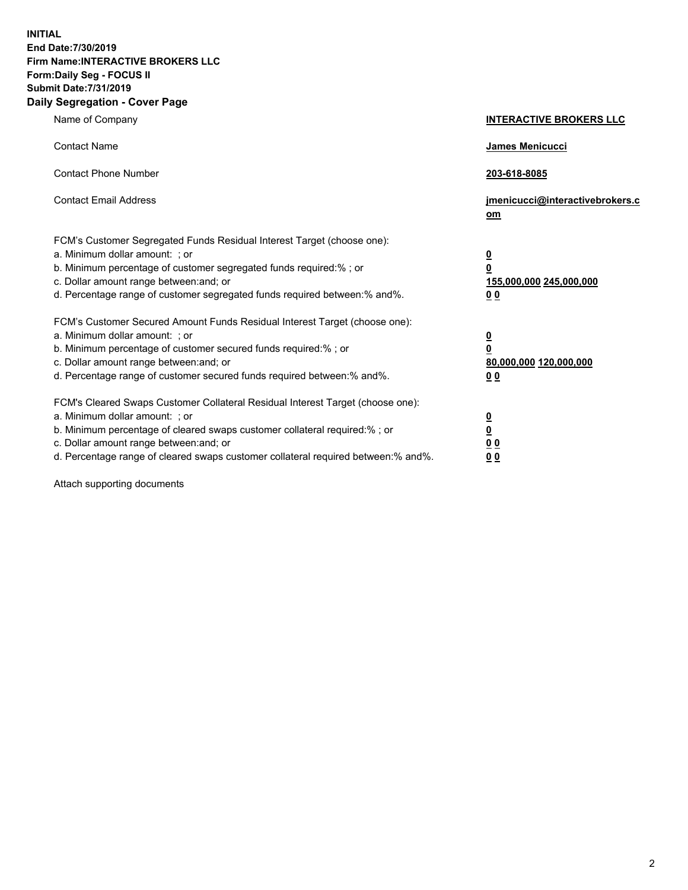**INITIAL**
**End Date:7/30/2019**
**Firm Name:INTERACTIVE BROKERS LLC**
**Form:Daily Seg - FOCUS II**
**Submit Date:7/31/2019**
**Daily Segregation - Cover Page**

| | |
|---|---|
| Name of Company | **INTERACTIVE BROKERS LLC** |
| Contact Name | **James Menicucci** |
| Contact Phone Number | **203-618-8085** |
| Contact Email Address | **jmenicucci@interactivebrokers.com** |
| FCM's Customer Segregated Funds Residual Interest Target (choose one): | |
| a. Minimum dollar amount: ; or | **0** |
| b. Minimum percentage of customer segregated funds required:% ; or | **0** |
| c. Dollar amount range between:and; or | **155,000,000 245,000,000** |
| d. Percentage range of customer segregated funds required between:% and%. | **0 0** |
| FCM's Customer Secured Amount Funds Residual Interest Target (choose one): | |
| a. Minimum dollar amount: ; or | **0** |
| b. Minimum percentage of customer secured funds required:% ; or | **0** |
| c. Dollar amount range between:and; or | **80,000,000 120,000,000** |
| d. Percentage range of customer secured funds required between:% and%. | **0 0** |
| FCM's Cleared Swaps Customer Collateral Residual Interest Target (choose one): | |
| a. Minimum dollar amount: ; or | **0** |
| b. Minimum percentage of cleared swaps customer collateral required:% ; or | **0** |
| c. Dollar amount range between:and; or | **0 0** |
| d. Percentage range of cleared swaps customer collateral required between:% and%. | **0 0** |

Attach supporting documents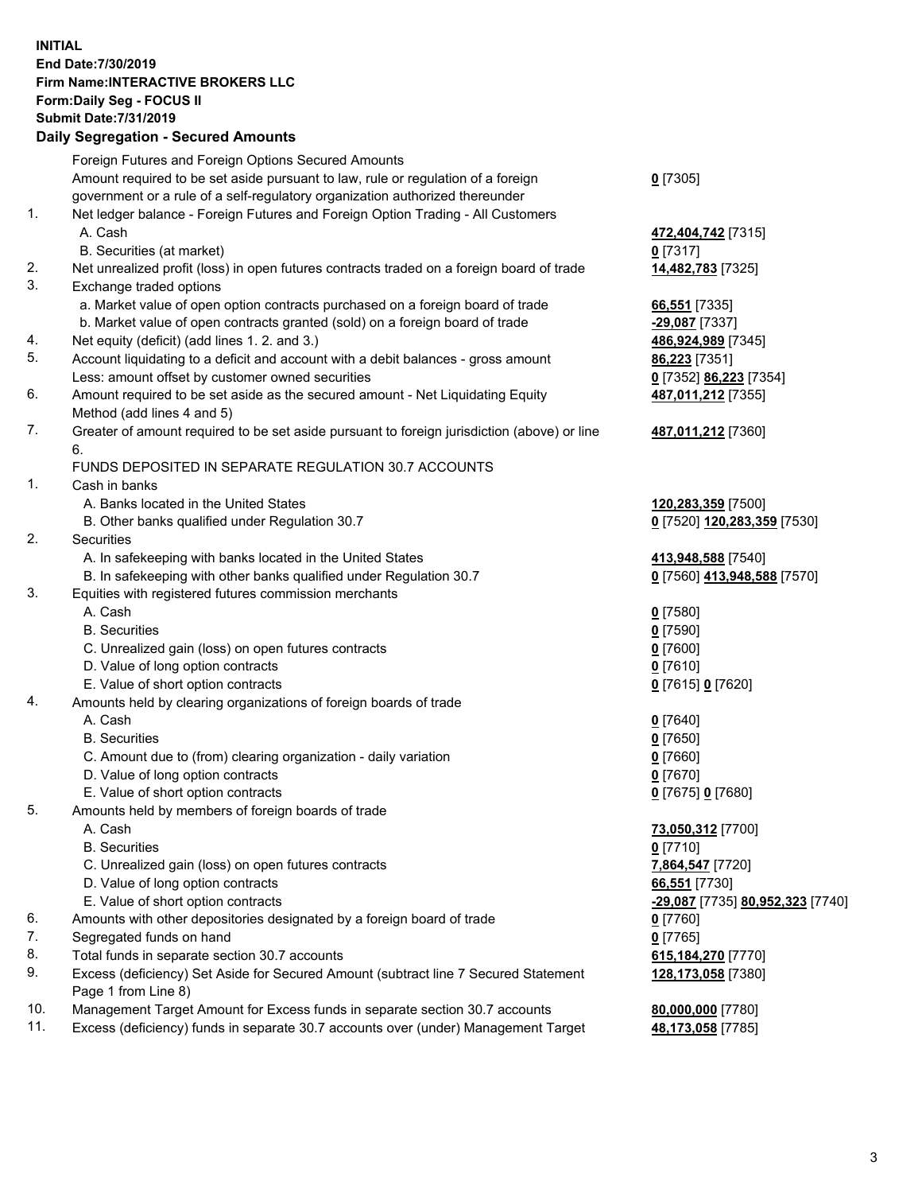**INITIAL**
**End Date:7/30/2019**
**Firm Name:INTERACTIVE BROKERS LLC**
**Form:Daily Seg - FOCUS II**
**Submit Date:7/31/2019**
**Daily Segregation - Secured Amounts**

| | | |
|---|---|---|
| | Foreign Futures and Foreign Options Secured Amounts | |
| | Amount required to be set aside pursuant to law, rule or regulation of a foreign government or a rule of a self-regulatory organization authorized thereunder | **0** [7305] |
| 1. | Net ledger balance - Foreign Futures and Foreign Option Trading - All Customers | |
| | A. Cash | **472,404,742** [7315] |
| | B. Securities (at market) | **0** [7317] |
| 2. | Net unrealized profit (loss) in open futures contracts traded on a foreign board of trade | **14,482,783** [7325] |
| 3. | Exchange traded options | |
| | a. Market value of open option contracts purchased on a foreign board of trade | **66,551** [7335] |
| | b. Market value of open contracts granted (sold) on a foreign board of trade | **-29,087** [7337] |
| 4. | Net equity (deficit) (add lines 1. 2. and 3.) | **486,924,989** [7345] |
| 5. | Account liquidating to a deficit and account with a debit balances - gross amount | **86,223** [7351] |
| | Less: amount offset by customer owned securities | **0** [7352] **86,223** [7354] |
| 6. | Amount required to be set aside as the secured amount - Net Liquidating Equity Method (add lines 4 and 5) | **487,011,212** [7355] |
| 7. | Greater of amount required to be set aside pursuant to foreign jurisdiction (above) or line 6. | **487,011,212** [7360] |
| | FUNDS DEPOSITED IN SEPARATE REGULATION 30.7 ACCOUNTS | |
| 1. | Cash in banks | |
| | A. Banks located in the United States | **120,283,359** [7500] |
| | B. Other banks qualified under Regulation 30.7 | **0** [7520] **120,283,359** [7530] |
| 2. | Securities | |
| | A. In safekeeping with banks located in the United States | **413,948,588** [7540] |
| | B. In safekeeping with other banks qualified under Regulation 30.7 | **0** [7560] **413,948,588** [7570] |
| 3. | Equities with registered futures commission merchants | |
| | A. Cash | **0** [7580] |
| | B. Securities | **0** [7590] |
| | C. Unrealized gain (loss) on open futures contracts | **0** [7600] |
| | D. Value of long option contracts | **0** [7610] |
| | E. Value of short option contracts | **0** [7615] **0** [7620] |
| 4. | Amounts held by clearing organizations of foreign boards of trade | |
| | A. Cash | **0** [7640] |
| | B. Securities | **0** [7650] |
| | C. Amount due to (from) clearing organization - daily variation | **0** [7660] |
| | D. Value of long option contracts | **0** [7670] |
| | E. Value of short option contracts | **0** [7675] **0** [7680] |
| 5. | Amounts held by members of foreign boards of trade | |
| | A. Cash | **73,050,312** [7700] |
| | B. Securities | **0** [7710] |
| | C. Unrealized gain (loss) on open futures contracts | **7,864,547** [7720] |
| | D. Value of long option contracts | **66,551** [7730] |
| | E. Value of short option contracts | **-29,087** [7735] **80,952,323** [7740] |
| 6. | Amounts with other depositories designated by a foreign board of trade | **0** [7760] |
| 7. | Segregated funds on hand | **0** [7765] |
| 8. | Total funds in separate section 30.7 accounts | **615,184,270** [7770] |
| 9. | Excess (deficiency) Set Aside for Secured Amount (subtract line 7 Secured Statement Page 1 from Line 8) | **128,173,058** [7380] |
| 10. | Management Target Amount for Excess funds in separate section 30.7 accounts | **80,000,000** [7780] |
| 11. | Excess (deficiency) funds in separate 30.7 accounts over (under) Management Target | **48,173,058** [7785] |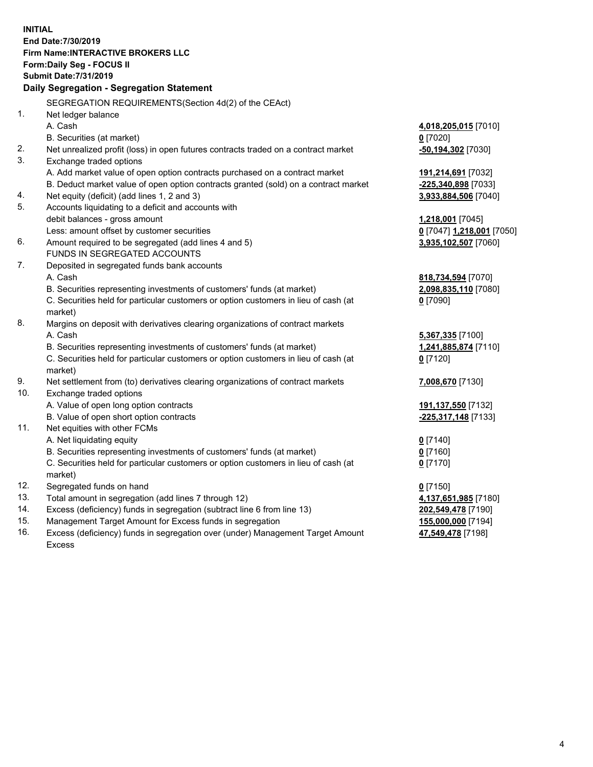**INITIAL**
**End Date:7/30/2019**
**Firm Name:INTERACTIVE BROKERS LLC**
**Form:Daily Seg - FOCUS II**
**Submit Date:7/31/2019**

**Daily Segregation - Segregation Statement**

SEGREGATION REQUIREMENTS(Section 4d(2) of the CEAct)

| | | |
|---|---|---|
| 1. | Net ledger balance | |
| | A. Cash | **4,018,205,015** [7010] |
| | B. Securities (at market) | **0** [7020] |
| 2. | Net unrealized profit (loss) in open futures contracts traded on a contract market | **-50,194,302** [7030] |
| 3. | Exchange traded options | |
| | A. Add market value of open option contracts purchased on a contract market | **191,214,691** [7032] |
| | B. Deduct market value of open option contracts granted (sold) on a contract market | **-225,340,898** [7033] |
| 4. | Net equity (deficit) (add lines 1, 2 and 3) | **3,933,884,506** [7040] |
| 5. | Accounts liquidating to a deficit and accounts with | |
| | debit balances - gross amount | **1,218,001** [7045] |
| | Less: amount offset by customer securities | **0** [7047] **1,218,001** [7050] |
| 6. | Amount required to be segregated (add lines 4 and 5) | **3,935,102,507** [7060] |
| | FUNDS IN SEGREGATED ACCOUNTS | |
| 7. | Deposited in segregated funds bank accounts | |
| | A. Cash | **818,734,594** [7070] |
| | B. Securities representing investments of customers' funds (at market) | **2,098,835,110** [7080] |
| | C. Securities held for particular customers or option customers in lieu of cash (at market) | **0** [7090] |
| 8. | Margins on deposit with derivatives clearing organizations of contract markets | |
| | A. Cash | **5,367,335** [7100] |
| | B. Securities representing investments of customers' funds (at market) | **1,241,885,874** [7110] |
| | C. Securities held for particular customers or option customers in lieu of cash (at market) | **0** [7120] |
| 9. | Net settlement from (to) derivatives clearing organizations of contract markets | **7,008,670** [7130] |
| 10. | Exchange traded options | |
| | A. Value of open long option contracts | **191,137,550** [7132] |
| | B. Value of open short option contracts | **-225,317,148** [7133] |
| 11. | Net equities with other FCMs | |
| | A. Net liquidating equity | **0** [7140] |
| | B. Securities representing investments of customers' funds (at market) | **0** [7160] |
| | C. Securities held for particular customers or option customers in lieu of cash (at market) | **0** [7170] |
| 12. | Segregated funds on hand | **0** [7150] |
| 13. | Total amount in segregation (add lines 7 through 12) | **4,137,651,985** [7180] |
| 14. | Excess (deficiency) funds in segregation (subtract line 6 from line 13) | **202,549,478** [7190] |
| 15. | Management Target Amount for Excess funds in segregation | **155,000,000** [7194] |
| 16. | Excess (deficiency) funds in segregation over (under) Management Target Amount Excess | **47,549,478** [7198] |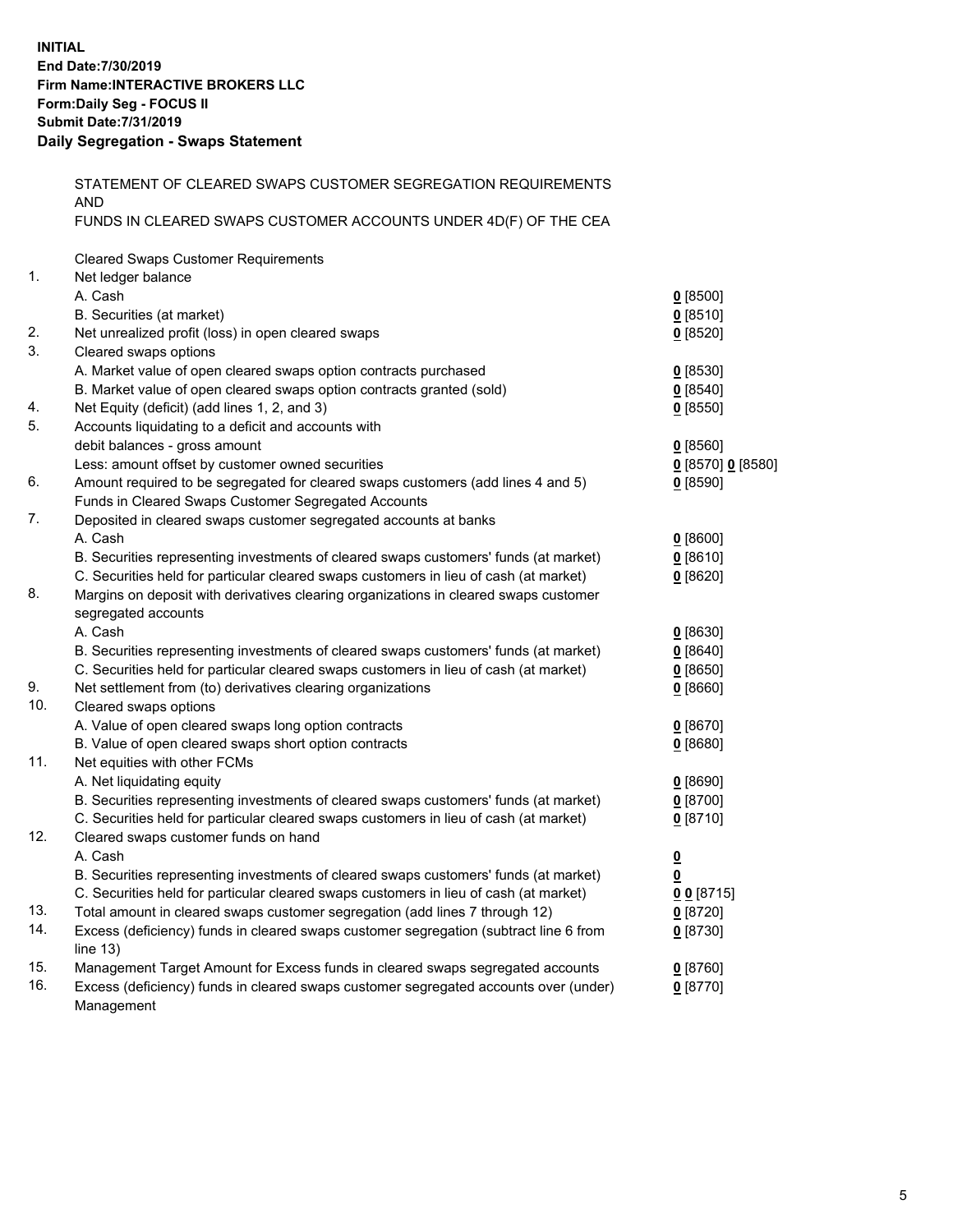**INITIAL**
**End Date:7/30/2019**
**Firm Name:INTERACTIVE BROKERS LLC**
**Form:Daily Seg - FOCUS II**
**Submit Date:7/31/2019**
**Daily Segregation - Swaps Statement**

STATEMENT OF CLEARED SWAPS CUSTOMER SEGREGATION REQUIREMENTS AND FUNDS IN CLEARED SWAPS CUSTOMER ACCOUNTS UNDER 4D(F) OF THE CEA

| | | |
|---|---|---|
| | Cleared Swaps Customer Requirements | |
| 1. | Net ledger balance | |
| | A. Cash | 0 [8500] |
| | B. Securities (at market) | 0 [8510] |
| 2. | Net unrealized profit (loss) in open cleared swaps | 0 [8520] |
| 3. | Cleared swaps options | |
| | A. Market value of open cleared swaps option contracts purchased | 0 [8530] |
| | B. Market value of open cleared swaps option contracts granted (sold) | 0 [8540] |
| 4. | Net Equity (deficit) (add lines 1, 2, and 3) | 0 [8550] |
| 5. | Accounts liquidating to a deficit and accounts with debit balances - gross amount | 0 [8560] |
| | Less: amount offset by customer owned securities | 0 [8570] 0 [8580] |
| 6. | Amount required to be segregated for cleared swaps customers (add lines 4 and 5) | 0 [8590] |
| | Funds in Cleared Swaps Customer Segregated Accounts | |
| 7. | Deposited in cleared swaps customer segregated accounts at banks | |
| | A. Cash | 0 [8600] |
| | B. Securities representing investments of cleared swaps customers' funds (at market) | 0 [8610] |
| | C. Securities held for particular cleared swaps customers in lieu of cash (at market) | 0 [8620] |
| 8. | Margins on deposit with derivatives clearing organizations in cleared swaps customer segregated accounts | |
| | A. Cash | 0 [8630] |
| | B. Securities representing investments of cleared swaps customers' funds (at market) | 0 [8640] |
| | C. Securities held for particular cleared swaps customers in lieu of cash (at market) | 0 [8650] |
| 9. | Net settlement from (to) derivatives clearing organizations | 0 [8660] |
| 10. | Cleared swaps options | |
| | A. Value of open cleared swaps long option contracts | 0 [8670] |
| | B. Value of open cleared swaps short option contracts | 0 [8680] |
| 11. | Net equities with other FCMs | |
| | A. Net liquidating equity | 0 [8690] |
| | B. Securities representing investments of cleared swaps customers' funds (at market) | 0 [8700] |
| | C. Securities held for particular cleared swaps customers in lieu of cash (at market) | 0 [8710] |
| 12. | Cleared swaps customer funds on hand | |
| | A. Cash | 0 |
| | B. Securities representing investments of cleared swaps customers' funds (at market) | 0 |
| | C. Securities held for particular cleared swaps customers in lieu of cash (at market) | 0 0 [8715] |
| 13. | Total amount in cleared swaps customer segregation (add lines 7 through 12) | 0 [8720] |
| 14. | Excess (deficiency) funds in cleared swaps customer segregation (subtract line 6 from line 13) | 0 [8730] |
| 15. | Management Target Amount for Excess funds in cleared swaps segregated accounts | 0 [8760] |
| 16. | Excess (deficiency) funds in cleared swaps customer segregated accounts over (under) Management | 0 [8770] |